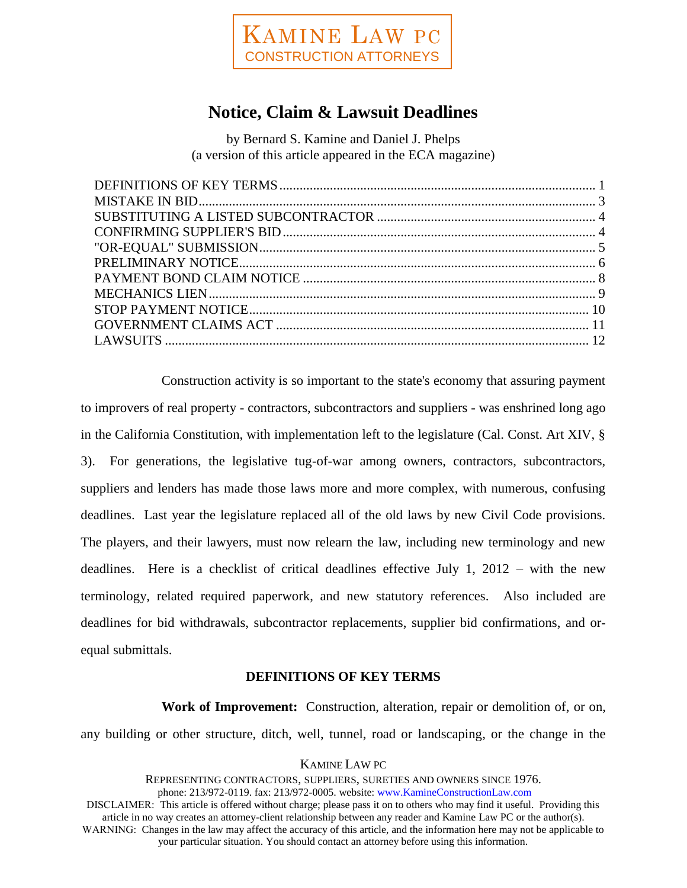KAMINE LAW PC
CONSTRUCTION ATTORNEYS

# Notice, Claim & Lawsuit Deadlines

by Bernard S. Kamine and Daniel J. Phelps
(a version of this article appeared in the ECA magazine)

- DEFINITIONS OF KEY TERMS .... 1
- MISTAKE IN BID .... 3
- SUBSTITUTING A LISTED SUBCONTRACTOR .... 4
- CONFIRMING SUPPLIER'S BID .... 4
- "OR-EQUAL" SUBMISSION .... 5
- PRELIMINARY NOTICE .... 6
- PAYMENT BOND CLAIM NOTICE .... 8
- MECHANICS LIEN .... 9
- STOP PAYMENT NOTICE .... 10
- GOVERNMENT CLAIMS ACT .... 11
- LAWSUITS .... 12

Construction activity is so important to the state's economy that assuring payment to improvers of real property - contractors, subcontractors and suppliers - was enshrined long ago in the California Constitution, with implementation left to the legislature (Cal. Const. Art XIV, § 3). For generations, the legislative tug-of-war among owners, contractors, subcontractors, suppliers and lenders has made those laws more and more complex, with numerous, confusing deadlines. Last year the legislature replaced all of the old laws by new Civil Code provisions. The players, and their lawyers, must now relearn the law, including new terminology and new deadlines. Here is a checklist of critical deadlines effective July 1, 2012 – with the new terminology, related required paperwork, and new statutory references. Also included are deadlines for bid withdrawals, subcontractor replacements, supplier bid confirmations, and or-equal submittals.

## DEFINITIONS OF KEY TERMS

**Work of Improvement:** Construction, alteration, repair or demolition of, or on, any building or other structure, ditch, well, tunnel, road or landscaping, or the change in the

KAMINE LAW PC

REPRESENTING CONTRACTORS, SUPPLIERS, SURETIES AND OWNERS SINCE 1976.
phone: 213/972-0119. fax: 213/972-0005. website: www.KamineConstructionLaw.com

DISCLAIMER: This article is offered without charge; please pass it on to others who may find it useful. Providing this article in no way creates an attorney-client relationship between any reader and Kamine Law PC or the author(s).
WARNING: Changes in the law may affect the accuracy of this article, and the information here may not be applicable to your particular situation. You should contact an attorney before using this information.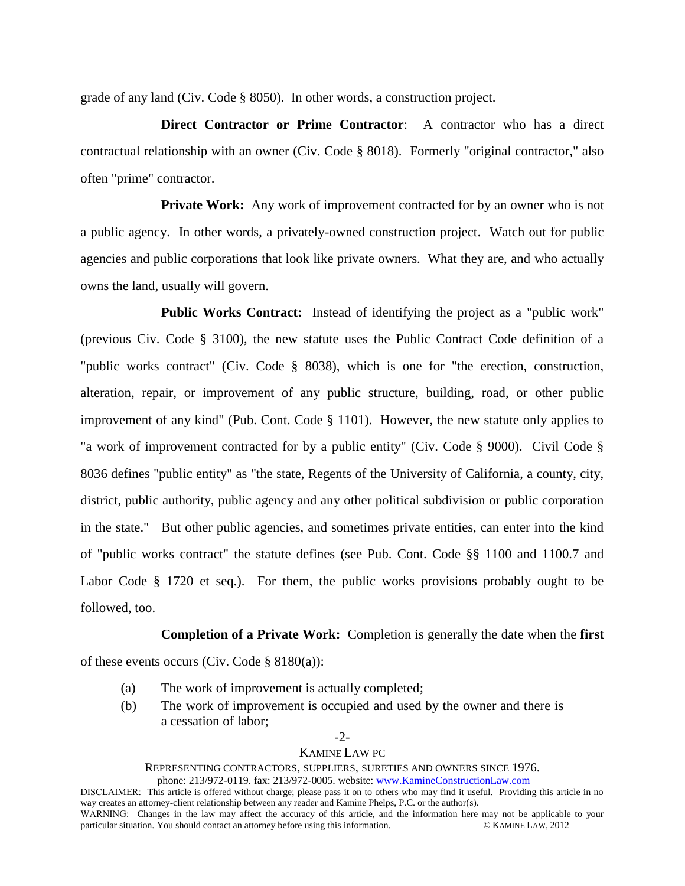grade of any land (Civ. Code § 8050). In other words, a construction project.

**Direct Contractor or Prime Contractor**: A contractor who has a direct contractual relationship with an owner (Civ. Code § 8018). Formerly "original contractor," also often "prime" contractor.

**Private Work:** Any work of improvement contracted for by an owner who is not a public agency. In other words, a privately-owned construction project. Watch out for public agencies and public corporations that look like private owners. What they are, and who actually owns the land, usually will govern.

**Public Works Contract:** Instead of identifying the project as a "public work" (previous Civ. Code § 3100), the new statute uses the Public Contract Code definition of a "public works contract" (Civ. Code § 8038), which is one for "the erection, construction, alteration, repair, or improvement of any public structure, building, road, or other public improvement of any kind" (Pub. Cont. Code § 1101). However, the new statute only applies to "a work of improvement contracted for by a public entity" (Civ. Code § 9000). Civil Code § 8036 defines "public entity" as "the state, Regents of the University of California, a county, city, district, public authority, public agency and any other political subdivision or public corporation in the state." But other public agencies, and sometimes private entities, can enter into the kind of "public works contract" the statute defines (see Pub. Cont. Code §§ 1100 and 1100.7 and Labor Code § 1720 et seq.). For them, the public works provisions probably ought to be followed, too.

**Completion of a Private Work:** Completion is generally the date when the **first** of these events occurs (Civ. Code § 8180(a)):

(a) The work of improvement is actually completed;

(b) The work of improvement is occupied and used by the owner and there is a cessation of labor;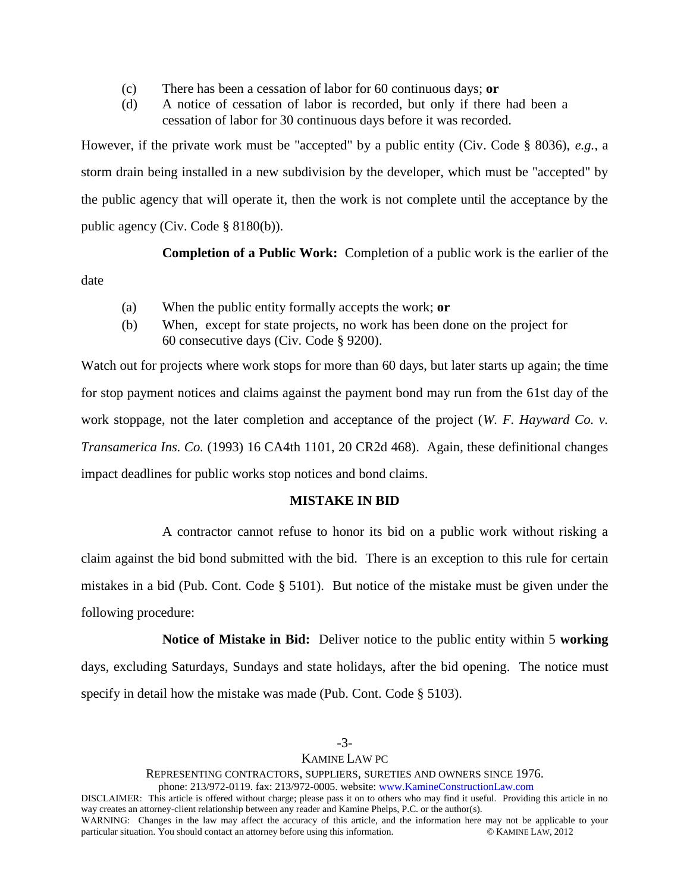(c) There has been a cessation of labor for 60 continuous days; **or**

(d) A notice of cessation of labor is recorded, but only if there had been a cessation of labor for 30 continuous days before it was recorded.

However, if the private work must be "accepted" by a public entity (Civ. Code § 8036), *e.g.*, a storm drain being installed in a new subdivision by the developer, which must be "accepted" by the public agency that will operate it, then the work is not complete until the acceptance by the public agency (Civ. Code § 8180(b)).

**Completion of a Public Work:** Completion of a public work is the earlier of the date

(a) When the public entity formally accepts the work; **or**

(b) When, except for state projects, no work has been done on the project for 60 consecutive days (Civ. Code § 9200).

Watch out for projects where work stops for more than 60 days, but later starts up again; the time for stop payment notices and claims against the payment bond may run from the 61st day of the work stoppage, not the later completion and acceptance of the project (*W. F. Hayward Co. v. Transamerica Ins. Co.* (1993) 16 CA4th 1101, 20 CR2d 468). Again, these definitional changes impact deadlines for public works stop notices and bond claims.

## MISTAKE IN BID

A contractor cannot refuse to honor its bid on a public work without risking a claim against the bid bond submitted with the bid. There is an exception to this rule for certain mistakes in a bid (Pub. Cont. Code § 5101). But notice of the mistake must be given under the following procedure:

**Notice of Mistake in Bid:** Deliver notice to the public entity within 5 **working** days, excluding Saturdays, Sundays and state holidays, after the bid opening. The notice must specify in detail how the mistake was made (Pub. Cont. Code § 5103).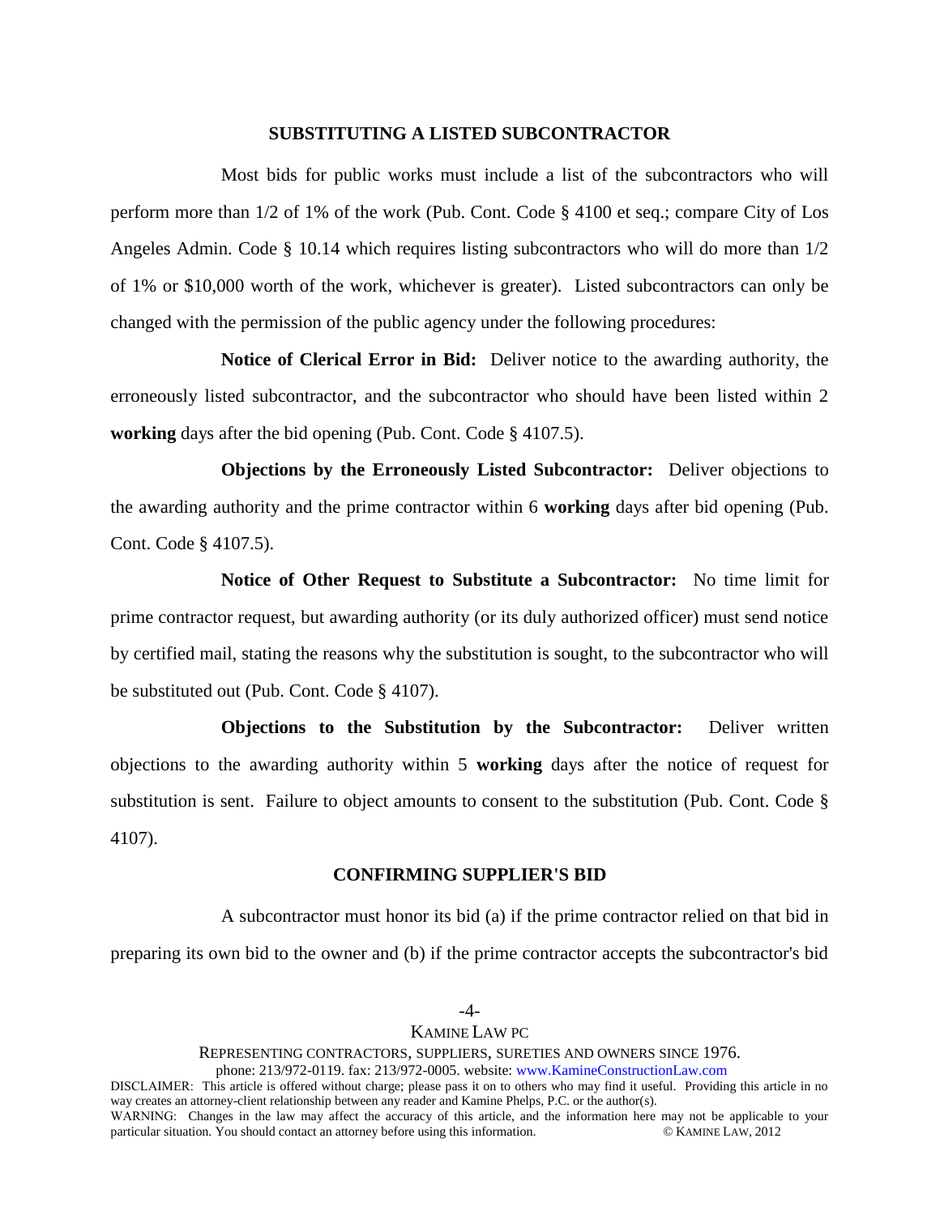## SUBSTITUTING A LISTED SUBCONTRACTOR

Most bids for public works must include a list of the subcontractors who will perform more than 1/2 of 1% of the work (Pub. Cont. Code § 4100 et seq.; compare City of Los Angeles Admin. Code § 10.14 which requires listing subcontractors who will do more than 1/2 of 1% or $10,000 worth of the work, whichever is greater). Listed subcontractors can only be changed with the permission of the public agency under the following procedures:

**Notice of Clerical Error in Bid:** Deliver notice to the awarding authority, the erroneously listed subcontractor, and the subcontractor who should have been listed within 2 **working** days after the bid opening (Pub. Cont. Code § 4107.5).

**Objections by the Erroneously Listed Subcontractor:** Deliver objections to the awarding authority and the prime contractor within 6 **working** days after bid opening (Pub. Cont. Code § 4107.5).

**Notice of Other Request to Substitute a Subcontractor:** No time limit for prime contractor request, but awarding authority (or its duly authorized officer) must send notice by certified mail, stating the reasons why the substitution is sought, to the subcontractor who will be substituted out (Pub. Cont. Code § 4107).

**Objections to the Substitution by the Subcontractor:** Deliver written objections to the awarding authority within 5 **working** days after the notice of request for substitution is sent. Failure to object amounts to consent to the substitution (Pub. Cont. Code § 4107).

## CONFIRMING SUPPLIER'S BID

A subcontractor must honor its bid (a) if the prime contractor relied on that bid in preparing its own bid to the owner and (b) if the prime contractor accepts the subcontractor's bid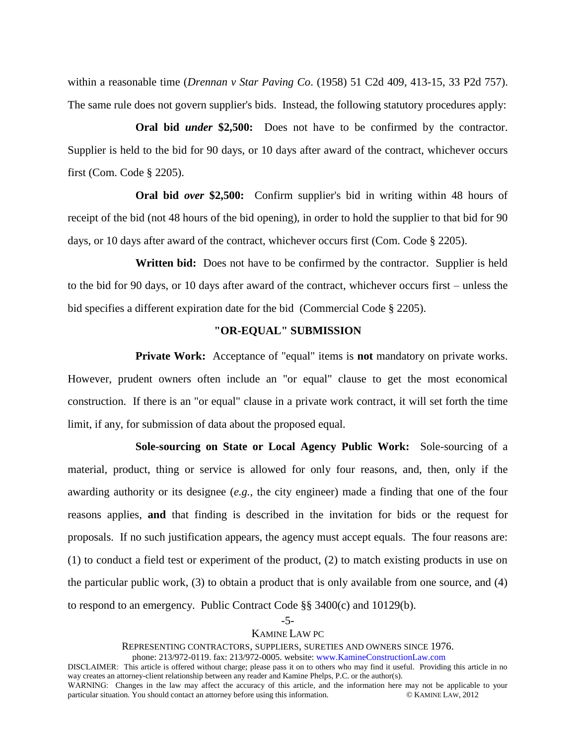within a reasonable time (*Drennan v Star Paving Co*. (1958) 51 C2d 409, 413-15, 33 P2d 757). The same rule does not govern supplier's bids. Instead, the following statutory procedures apply:

**Oral bid *under* $2,500:** Does not have to be confirmed by the contractor. Supplier is held to the bid for 90 days, or 10 days after award of the contract, whichever occurs first (Com. Code § 2205).

**Oral bid *over* $2,500:** Confirm supplier's bid in writing within 48 hours of receipt of the bid (not 48 hours of the bid opening), in order to hold the supplier to that bid for 90 days, or 10 days after award of the contract, whichever occurs first (Com. Code § 2205).

**Written bid:** Does not have to be confirmed by the contractor. Supplier is held to the bid for 90 days, or 10 days after award of the contract, whichever occurs first – unless the bid specifies a different expiration date for the bid (Commercial Code § 2205).

## "OR-EQUAL" SUBMISSION

**Private Work:** Acceptance of "equal" items is **not** mandatory on private works. However, prudent owners often include an "or equal" clause to get the most economical construction. If there is an "or equal" clause in a private work contract, it will set forth the time limit, if any, for submission of data about the proposed equal.

**Sole-sourcing on State or Local Agency Public Work:** Sole-sourcing of a material, product, thing or service is allowed for only four reasons, and, then, only if the awarding authority or its designee (*e.g.*, the city engineer) made a finding that one of the four reasons applies, **and** that finding is described in the invitation for bids or the request for proposals. If no such justification appears, the agency must accept equals. The four reasons are: (1) to conduct a field test or experiment of the product, (2) to match existing products in use on the particular public work, (3) to obtain a product that is only available from one source, and (4) to respond to an emergency. Public Contract Code §§ 3400(c) and 10129(b).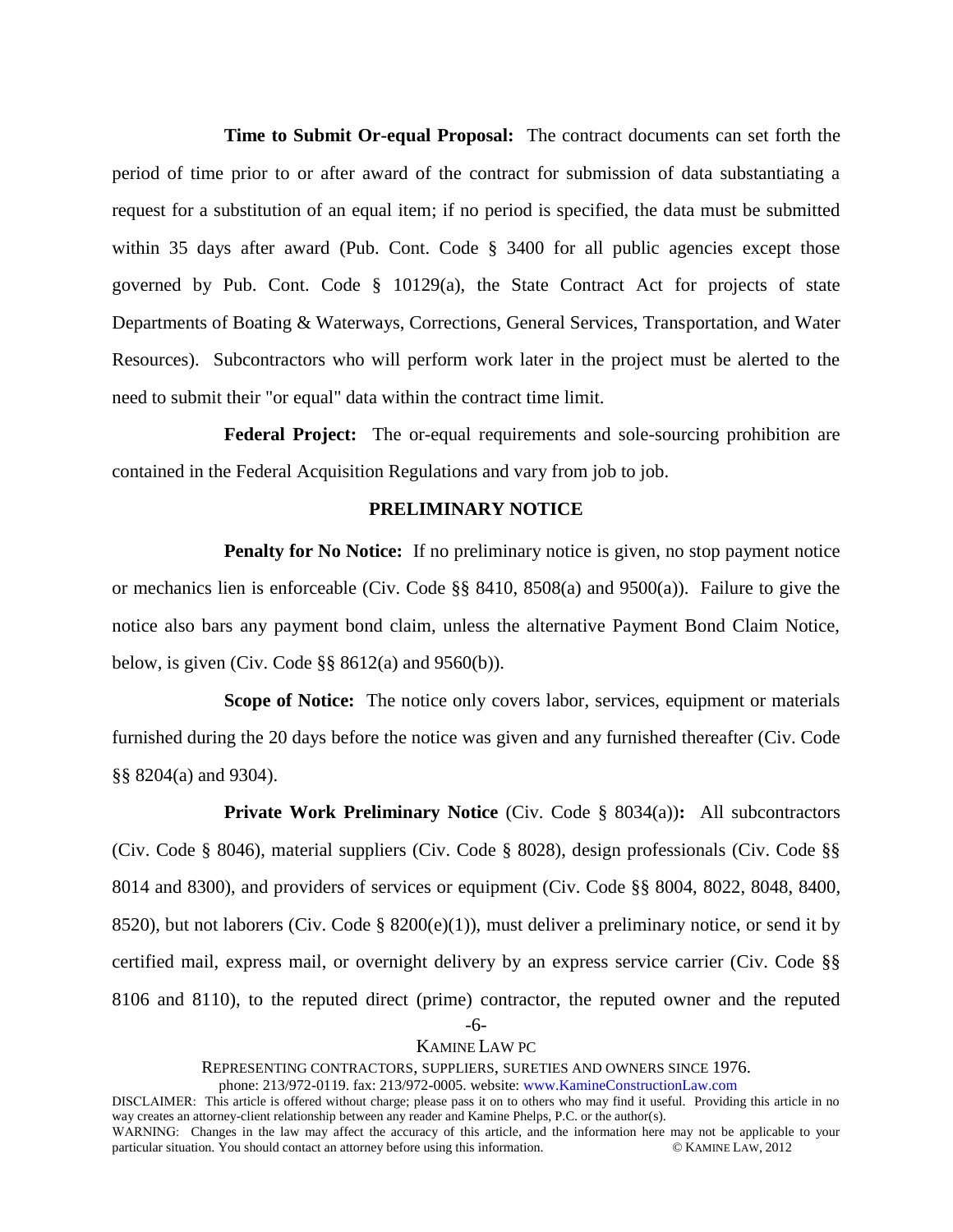**Time to Submit Or-equal Proposal:** The contract documents can set forth the period of time prior to or after award of the contract for submission of data substantiating a request for a substitution of an equal item; if no period is specified, the data must be submitted within 35 days after award (Pub. Cont. Code § 3400 for all public agencies except those governed by Pub. Cont. Code § 10129(a), the State Contract Act for projects of state Departments of Boating & Waterways, Corrections, General Services, Transportation, and Water Resources). Subcontractors who will perform work later in the project must be alerted to the need to submit their "or equal" data within the contract time limit.

**Federal Project:** The or-equal requirements and sole-sourcing prohibition are contained in the Federal Acquisition Regulations and vary from job to job.

## PRELIMINARY NOTICE

**Penalty for No Notice:** If no preliminary notice is given, no stop payment notice or mechanics lien is enforceable (Civ. Code §§ 8410, 8508(a) and 9500(a)). Failure to give the notice also bars any payment bond claim, unless the alternative Payment Bond Claim Notice, below, is given (Civ. Code §§ 8612(a) and 9560(b)).

**Scope of Notice:** The notice only covers labor, services, equipment or materials furnished during the 20 days before the notice was given and any furnished thereafter (Civ. Code §§ 8204(a) and 9304).

**Private Work Preliminary Notice** (Civ. Code § 8034(a))**:** All subcontractors (Civ. Code § 8046), material suppliers (Civ. Code § 8028), design professionals (Civ. Code §§ 8014 and 8300), and providers of services or equipment (Civ. Code §§ 8004, 8022, 8048, 8400, 8520), but not laborers (Civ. Code § 8200(e)(1)), must deliver a preliminary notice, or send it by certified mail, express mail, or overnight delivery by an express service carrier (Civ. Code §§ 8106 and 8110), to the reputed direct (prime) contractor, the reputed owner and the reputed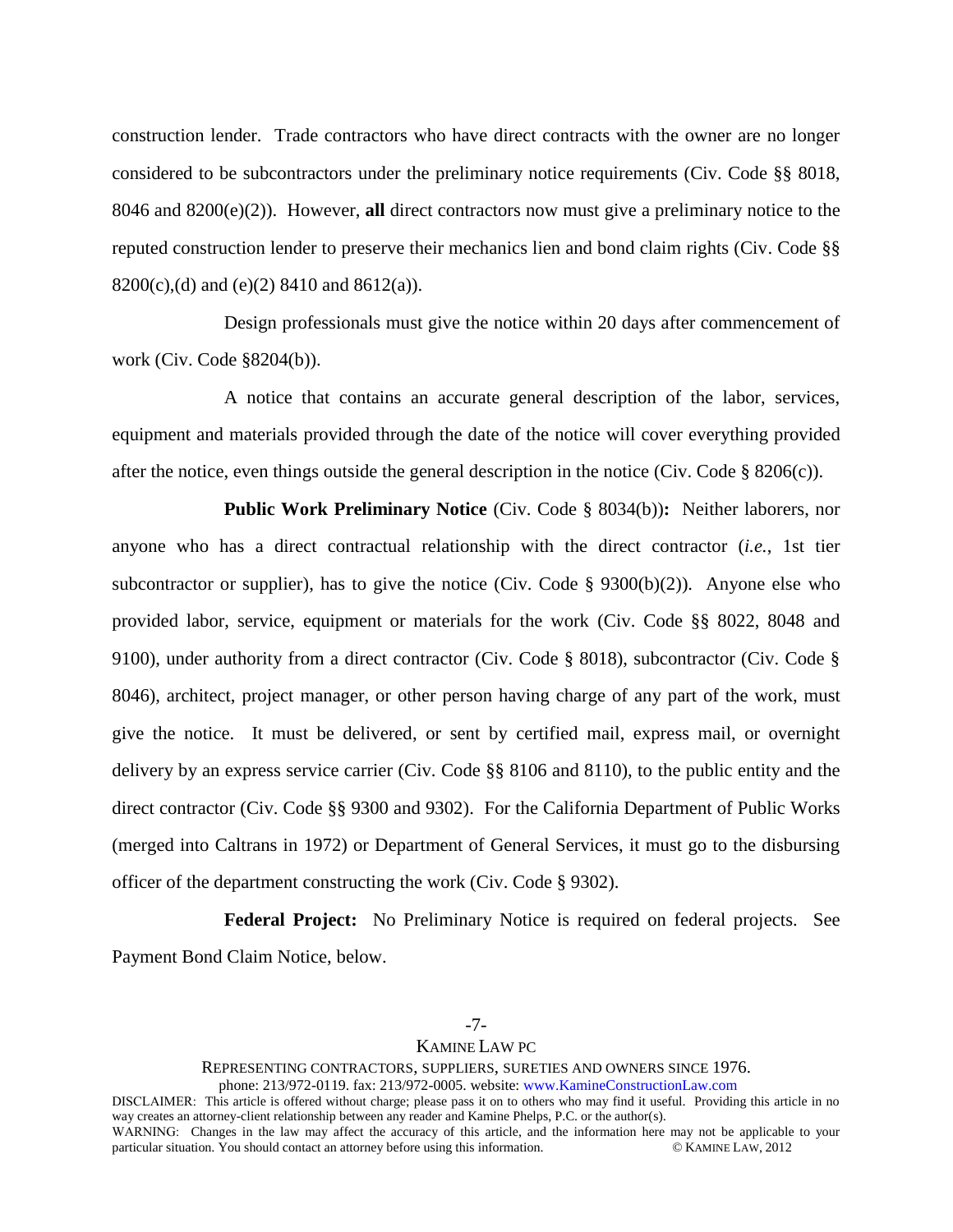construction lender. Trade contractors who have direct contracts with the owner are no longer considered to be subcontractors under the preliminary notice requirements (Civ. Code §§ 8018, 8046 and 8200(e)(2)). However, **all** direct contractors now must give a preliminary notice to the reputed construction lender to preserve their mechanics lien and bond claim rights (Civ. Code §§ 8200(c),(d) and (e)(2) 8410 and 8612(a)).

Design professionals must give the notice within 20 days after commencement of work (Civ. Code §8204(b)).

A notice that contains an accurate general description of the labor, services, equipment and materials provided through the date of the notice will cover everything provided after the notice, even things outside the general description in the notice (Civ. Code § 8206(c)).

**Public Work Preliminary Notice** (Civ. Code § 8034(b))**:** Neither laborers, nor anyone who has a direct contractual relationship with the direct contractor (*i.e.*, 1st tier subcontractor or supplier), has to give the notice (Civ. Code § 9300(b)(2)). Anyone else who provided labor, service, equipment or materials for the work (Civ. Code §§ 8022, 8048 and 9100), under authority from a direct contractor (Civ. Code § 8018), subcontractor (Civ. Code § 8046), architect, project manager, or other person having charge of any part of the work, must give the notice. It must be delivered, or sent by certified mail, express mail, or overnight delivery by an express service carrier (Civ. Code §§ 8106 and 8110), to the public entity and the direct contractor (Civ. Code §§ 9300 and 9302). For the California Department of Public Works (merged into Caltrans in 1972) or Department of General Services, it must go to the disbursing officer of the department constructing the work (Civ. Code § 9302).

**Federal Project:** No Preliminary Notice is required on federal projects. See Payment Bond Claim Notice, below.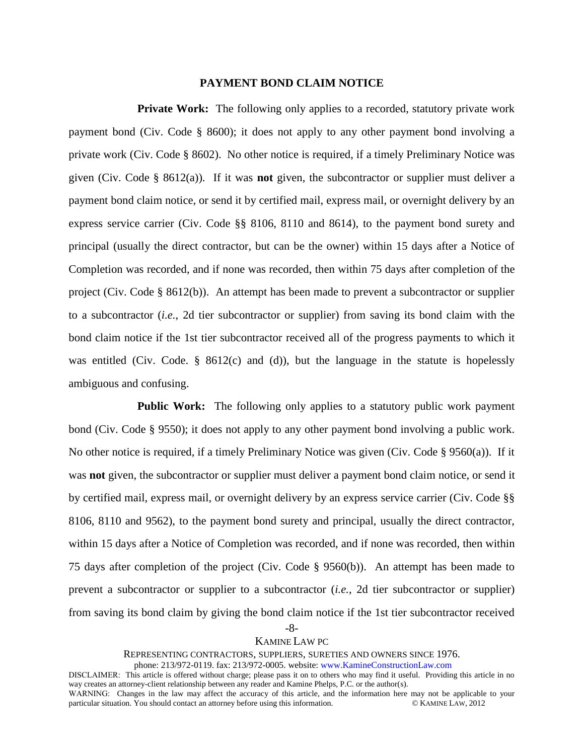## PAYMENT BOND CLAIM NOTICE

**Private Work:** The following only applies to a recorded, statutory private work payment bond (Civ. Code § 8600); it does not apply to any other payment bond involving a private work (Civ. Code § 8602). No other notice is required, if a timely Preliminary Notice was given (Civ. Code § 8612(a)). If it was **not** given, the subcontractor or supplier must deliver a payment bond claim notice, or send it by certified mail, express mail, or overnight delivery by an express service carrier (Civ. Code §§ 8106, 8110 and 8614), to the payment bond surety and principal (usually the direct contractor, but can be the owner) within 15 days after a Notice of Completion was recorded, and if none was recorded, then within 75 days after completion of the project (Civ. Code § 8612(b)). An attempt has been made to prevent a subcontractor or supplier to a subcontractor (*i.e.*, 2d tier subcontractor or supplier) from saving its bond claim with the bond claim notice if the 1st tier subcontractor received all of the progress payments to which it was entitled (Civ. Code. § 8612(c) and (d)), but the language in the statute is hopelessly ambiguous and confusing.

**Public Work:** The following only applies to a statutory public work payment bond (Civ. Code § 9550); it does not apply to any other payment bond involving a public work. No other notice is required, if a timely Preliminary Notice was given (Civ. Code § 9560(a)). If it was **not** given, the subcontractor or supplier must deliver a payment bond claim notice, or send it by certified mail, express mail, or overnight delivery by an express service carrier (Civ. Code §§ 8106, 8110 and 9562), to the payment bond surety and principal, usually the direct contractor, within 15 days after a Notice of Completion was recorded, and if none was recorded, then within 75 days after completion of the project (Civ. Code § 9560(b)). An attempt has been made to prevent a subcontractor or supplier to a subcontractor (*i.e.*, 2d tier subcontractor or supplier) from saving its bond claim by giving the bond claim notice if the 1st tier subcontractor received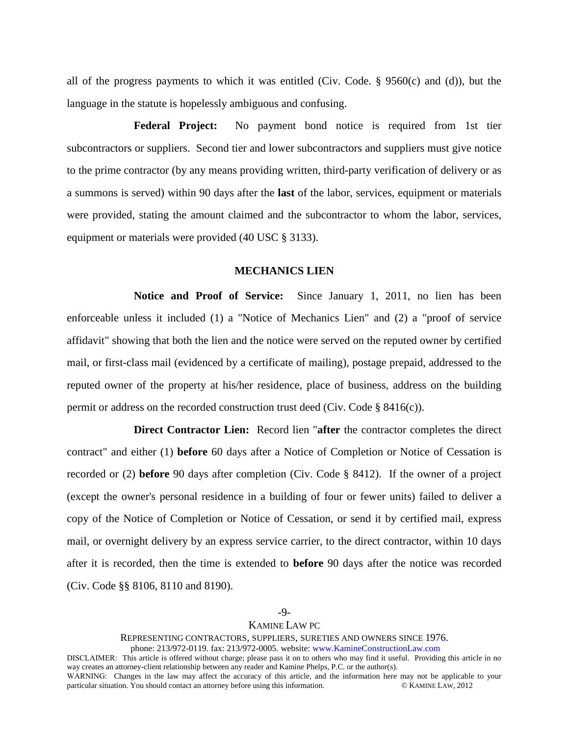all of the progress payments to which it was entitled (Civ. Code. § 9560(c) and (d)), but the language in the statute is hopelessly ambiguous and confusing.

**Federal Project:** No payment bond notice is required from 1st tier subcontractors or suppliers. Second tier and lower subcontractors and suppliers must give notice to the prime contractor (by any means providing written, third-party verification of delivery or as a summons is served) within 90 days after the **last** of the labor, services, equipment or materials were provided, stating the amount claimed and the subcontractor to whom the labor, services, equipment or materials were provided (40 USC § 3133).

## MECHANICS LIEN

**Notice and Proof of Service:** Since January 1, 2011, no lien has been enforceable unless it included (1) a "Notice of Mechanics Lien" and (2) a "proof of service affidavit" showing that both the lien and the notice were served on the reputed owner by certified mail, or first-class mail (evidenced by a certificate of mailing), postage prepaid, addressed to the reputed owner of the property at his/her residence, place of business, address on the building permit or address on the recorded construction trust deed (Civ. Code § 8416(c)).

**Direct Contractor Lien:** Record lien "**after** the contractor completes the direct contract" and either (1) **before** 60 days after a Notice of Completion or Notice of Cessation is recorded or (2) **before** 90 days after completion (Civ. Code § 8412). If the owner of a project (except the owner's personal residence in a building of four or fewer units) failed to deliver a copy of the Notice of Completion or Notice of Cessation, or send it by certified mail, express mail, or overnight delivery by an express service carrier, to the direct contractor, within 10 days after it is recorded, then the time is extended to **before** 90 days after the notice was recorded (Civ. Code §§ 8106, 8110 and 8190).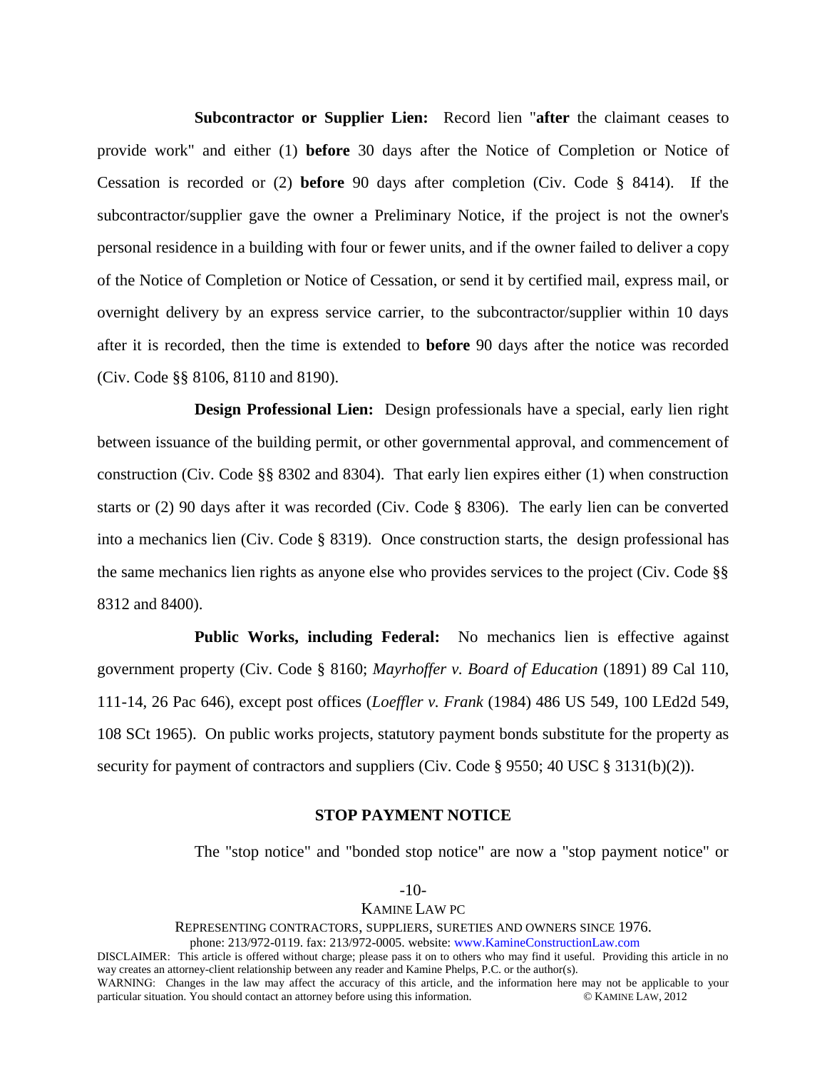**Subcontractor or Supplier Lien:** Record lien "**after** the claimant ceases to provide work" and either (1) **before** 30 days after the Notice of Completion or Notice of Cessation is recorded or (2) **before** 90 days after completion (Civ. Code § 8414). If the subcontractor/supplier gave the owner a Preliminary Notice, if the project is not the owner's personal residence in a building with four or fewer units, and if the owner failed to deliver a copy of the Notice of Completion or Notice of Cessation, or send it by certified mail, express mail, or overnight delivery by an express service carrier, to the subcontractor/supplier within 10 days after it is recorded, then the time is extended to **before** 90 days after the notice was recorded (Civ. Code §§ 8106, 8110 and 8190).

**Design Professional Lien:** Design professionals have a special, early lien right between issuance of the building permit, or other governmental approval, and commencement of construction (Civ. Code §§ 8302 and 8304). That early lien expires either (1) when construction starts or (2) 90 days after it was recorded (Civ. Code § 8306). The early lien can be converted into a mechanics lien (Civ. Code § 8319). Once construction starts, the design professional has the same mechanics lien rights as anyone else who provides services to the project (Civ. Code §§ 8312 and 8400).

**Public Works, including Federal:** No mechanics lien is effective against government property (Civ. Code § 8160; *Mayrhoffer v. Board of Education* (1891) 89 Cal 110, 111-14, 26 Pac 646), except post offices (*Loeffler v. Frank* (1984) 486 US 549, 100 LEd2d 549, 108 SCt 1965). On public works projects, statutory payment bonds substitute for the property as security for payment of contractors and suppliers (Civ. Code § 9550; 40 USC § 3131(b)(2)).

## STOP PAYMENT NOTICE

The "stop notice" and "bonded stop notice" are now a "stop payment notice" or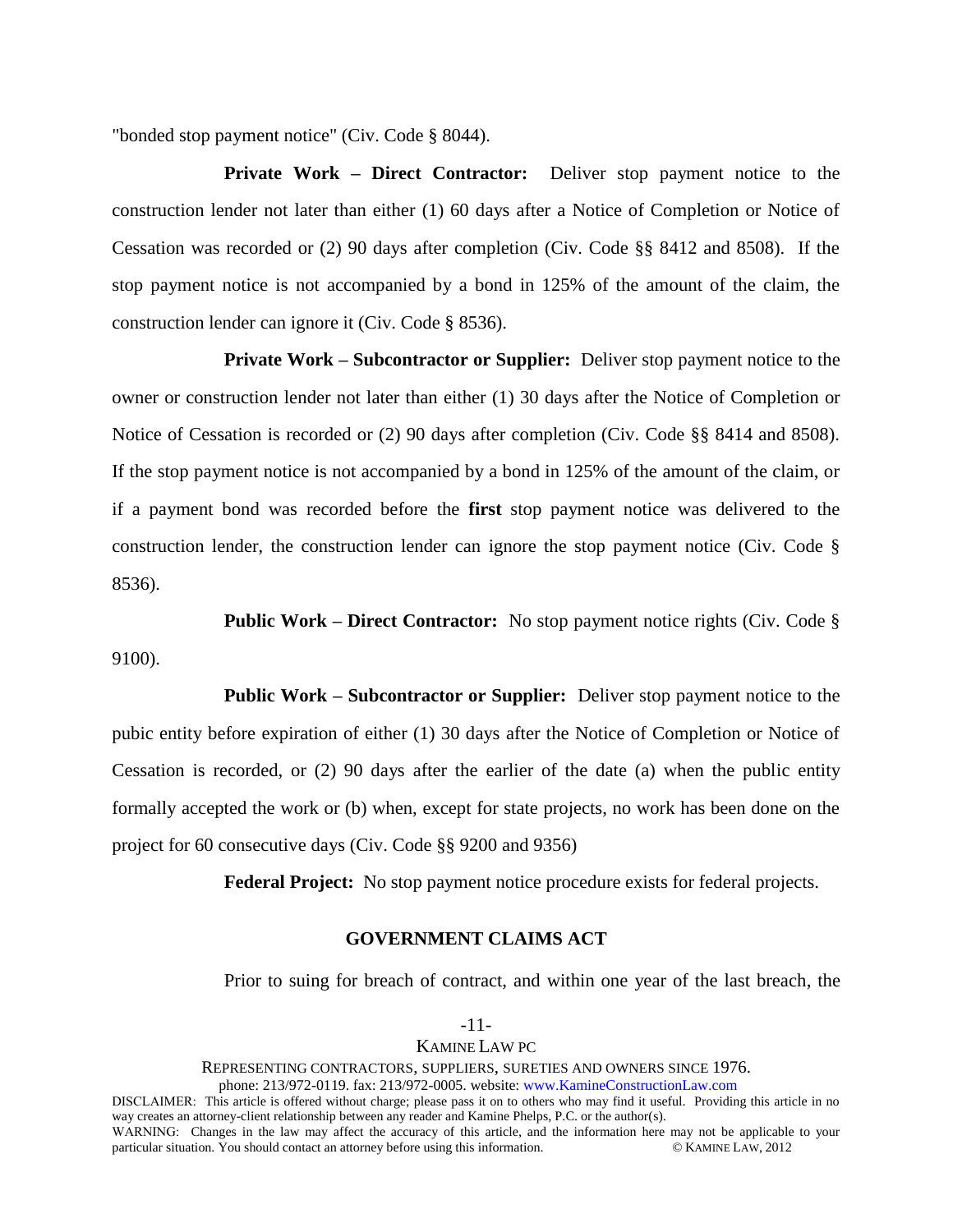"bonded stop payment notice" (Civ. Code § 8044).

**Private Work – Direct Contractor:** Deliver stop payment notice to the construction lender not later than either (1) 60 days after a Notice of Completion or Notice of Cessation was recorded or (2) 90 days after completion (Civ. Code §§ 8412 and 8508). If the stop payment notice is not accompanied by a bond in 125% of the amount of the claim, the construction lender can ignore it (Civ. Code § 8536).

**Private Work – Subcontractor or Supplier:** Deliver stop payment notice to the owner or construction lender not later than either (1) 30 days after the Notice of Completion or Notice of Cessation is recorded or (2) 90 days after completion (Civ. Code §§ 8414 and 8508). If the stop payment notice is not accompanied by a bond in 125% of the amount of the claim, or if a payment bond was recorded before the **first** stop payment notice was delivered to the construction lender, the construction lender can ignore the stop payment notice (Civ. Code § 8536).

**Public Work – Direct Contractor:** No stop payment notice rights (Civ. Code § 9100).

**Public Work – Subcontractor or Supplier:** Deliver stop payment notice to the pubic entity before expiration of either (1) 30 days after the Notice of Completion or Notice of Cessation is recorded, or (2) 90 days after the earlier of the date (a) when the public entity formally accepted the work or (b) when, except for state projects, no work has been done on the project for 60 consecutive days (Civ. Code §§ 9200 and 9356)

**Federal Project:** No stop payment notice procedure exists for federal projects.

## GOVERNMENT CLAIMS ACT

Prior to suing for breach of contract, and within one year of the last breach, the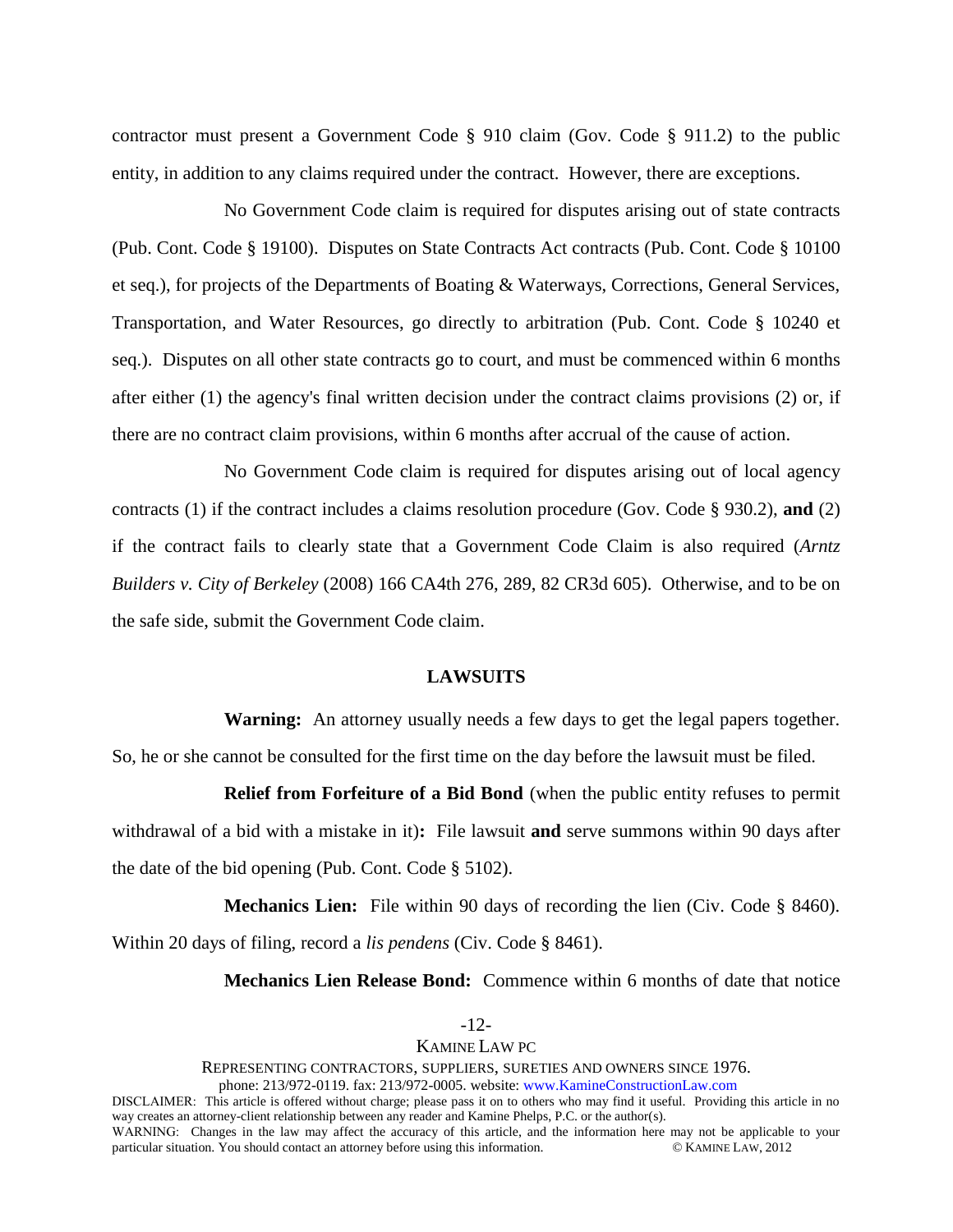contractor must present a Government Code § 910 claim (Gov. Code § 911.2) to the public entity, in addition to any claims required under the contract. However, there are exceptions.

No Government Code claim is required for disputes arising out of state contracts (Pub. Cont. Code § 19100). Disputes on State Contracts Act contracts (Pub. Cont. Code § 10100 et seq.), for projects of the Departments of Boating & Waterways, Corrections, General Services, Transportation, and Water Resources, go directly to arbitration (Pub. Cont. Code § 10240 et seq.). Disputes on all other state contracts go to court, and must be commenced within 6 months after either (1) the agency's final written decision under the contract claims provisions (2) or, if there are no contract claim provisions, within 6 months after accrual of the cause of action.

No Government Code claim is required for disputes arising out of local agency contracts (1) if the contract includes a claims resolution procedure (Gov. Code § 930.2), **and** (2) if the contract fails to clearly state that a Government Code Claim is also required (*Arntz Builders v. City of Berkeley* (2008) 166 CA4th 276, 289, 82 CR3d 605). Otherwise, and to be on the safe side, submit the Government Code claim.

## LAWSUITS

**Warning:** An attorney usually needs a few days to get the legal papers together. So, he or she cannot be consulted for the first time on the day before the lawsuit must be filed.

**Relief from Forfeiture of a Bid Bond** (when the public entity refuses to permit withdrawal of a bid with a mistake in it)**:** File lawsuit **and** serve summons within 90 days after the date of the bid opening (Pub. Cont. Code § 5102).

**Mechanics Lien:** File within 90 days of recording the lien (Civ. Code § 8460). Within 20 days of filing, record a *lis pendens* (Civ. Code § 8461).

**Mechanics Lien Release Bond:** Commence within 6 months of date that notice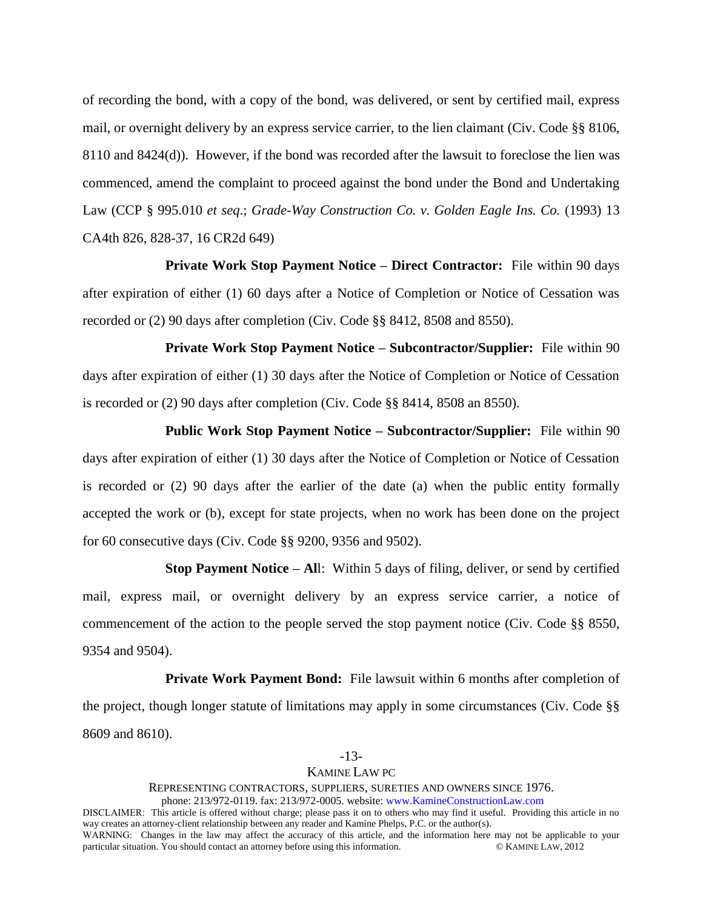of recording the bond, with a copy of the bond, was delivered, or sent by certified mail, express mail, or overnight delivery by an express service carrier, to the lien claimant (Civ. Code §§ 8106, 8110 and 8424(d)). However, if the bond was recorded after the lawsuit to foreclose the lien was commenced, amend the complaint to proceed against the bond under the Bond and Undertaking Law (CCP § 995.010 *et seq*.; *Grade-Way Construction Co. v. Golden Eagle Ins. Co.* (1993) 13 CA4th 826, 828-37, 16 CR2d 649)

**Private Work Stop Payment Notice – Direct Contractor:** File within 90 days after expiration of either (1) 60 days after a Notice of Completion or Notice of Cessation was recorded or (2) 90 days after completion (Civ. Code §§ 8412, 8508 and 8550).

**Private Work Stop Payment Notice – Subcontractor/Supplier:** File within 90 days after expiration of either (1) 30 days after the Notice of Completion or Notice of Cessation is recorded or (2) 90 days after completion (Civ. Code §§ 8414, 8508 an 8550).

**Public Work Stop Payment Notice – Subcontractor/Supplier:** File within 90 days after expiration of either (1) 30 days after the Notice of Completion or Notice of Cessation is recorded or (2) 90 days after the earlier of the date (a) when the public entity formally accepted the work or (b), except for state projects, when no work has been done on the project for 60 consecutive days (Civ. Code §§ 9200, 9356 and 9502).

**Stop Payment Notice – Al**l: Within 5 days of filing, deliver, or send by certified mail, express mail, or overnight delivery by an express service carrier, a notice of commencement of the action to the people served the stop payment notice (Civ. Code §§ 8550, 9354 and 9504).

**Private Work Payment Bond:** File lawsuit within 6 months after completion of the project, though longer statute of limitations may apply in some circumstances (Civ. Code §§ 8609 and 8610).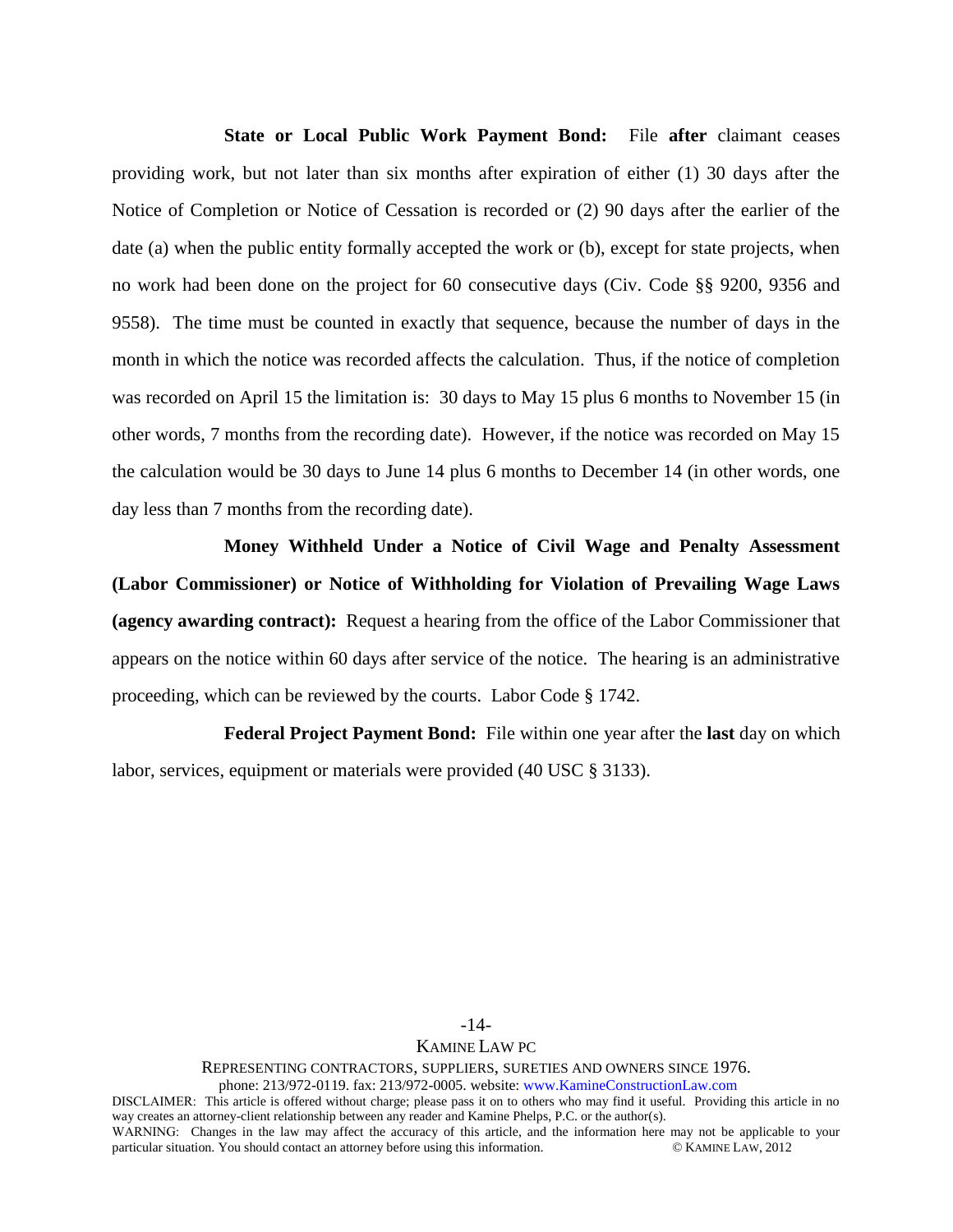**State or Local Public Work Payment Bond:** File **after** claimant ceases providing work, but not later than six months after expiration of either (1) 30 days after the Notice of Completion or Notice of Cessation is recorded or (2) 90 days after the earlier of the date (a) when the public entity formally accepted the work or (b), except for state projects, when no work had been done on the project for 60 consecutive days (Civ. Code §§ 9200, 9356 and 9558). The time must be counted in exactly that sequence, because the number of days in the month in which the notice was recorded affects the calculation. Thus, if the notice of completion was recorded on April 15 the limitation is: 30 days to May 15 plus 6 months to November 15 (in other words, 7 months from the recording date). However, if the notice was recorded on May 15 the calculation would be 30 days to June 14 plus 6 months to December 14 (in other words, one day less than 7 months from the recording date).

**Money Withheld Under a Notice of Civil Wage and Penalty Assessment (Labor Commissioner) or Notice of Withholding for Violation of Prevailing Wage Laws (agency awarding contract):** Request a hearing from the office of the Labor Commissioner that appears on the notice within 60 days after service of the notice. The hearing is an administrative proceeding, which can be reviewed by the courts. Labor Code § 1742.

**Federal Project Payment Bond:** File within one year after the **last** day on which labor, services, equipment or materials were provided (40 USC § 3133).